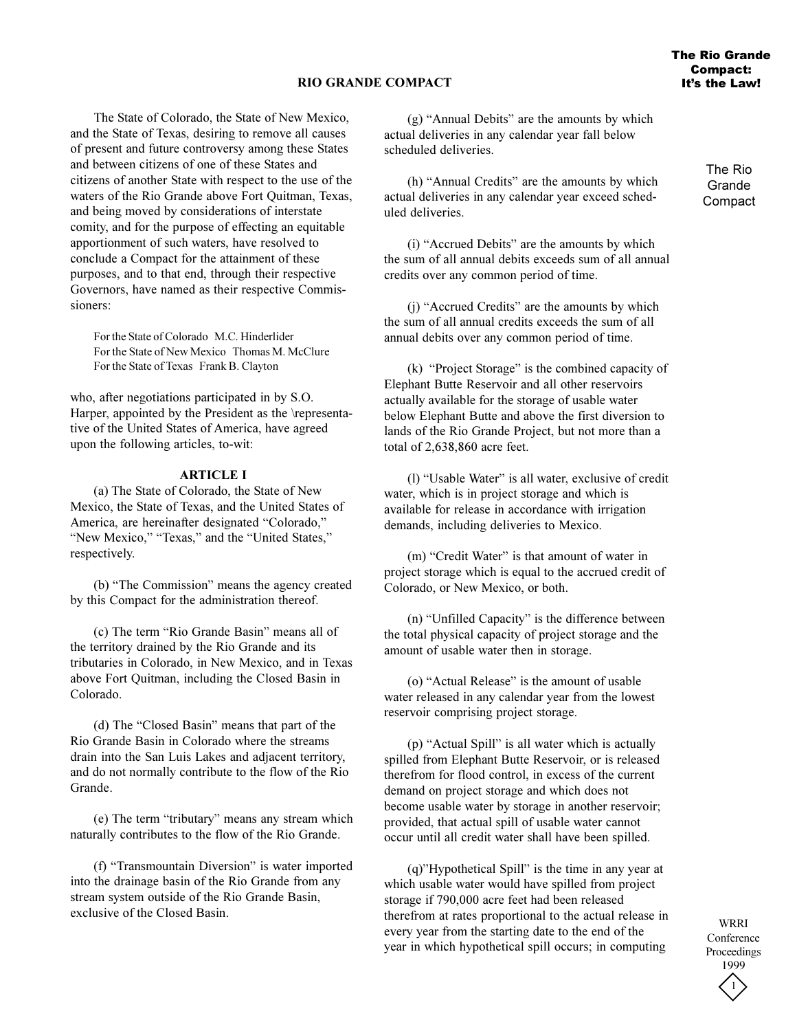# RIO GRANDE COMPACT

The State of Colorado, the State of New Mexico, and the State of Texas, desiring to remove all causes of present and future controversy among these States and between citizens of one of these States and citizens of another State with respect to the use of the waters of the Rio Grande above Fort Quitman, Texas, and being moved by considerations of interstate comity, and for the purpose of effecting an equitable apportionment of such waters, have resolved to conclude a Compact for the attainment of these purposes, and to that end, through their respective Governors, have named as their respective Commissioners:

For the State of Colorado M.C. Hinderlider
For the State of New Mexico Thomas M. McClure
For the State of Texas Frank B. Clayton

who, after negotiations participated in by S.O. Harper, appointed by the President as the \representative of the United States of America, have agreed upon the following articles, to-wit:

## ARTICLE I

(a) The State of Colorado, the State of New Mexico, the State of Texas, and the United States of America, are hereinafter designated "Colorado," "New Mexico," "Texas," and the "United States," respectively.

(b) "The Commission" means the agency created by this Compact for the administration thereof.

(c) The term "Rio Grande Basin" means all of the territory drained by the Rio Grande and its tributaries in Colorado, in New Mexico, and in Texas above Fort Quitman, including the Closed Basin in Colorado.

(d) The "Closed Basin" means that part of the Rio Grande Basin in Colorado where the streams drain into the San Luis Lakes and adjacent territory, and do not normally contribute to the flow of the Rio Grande.

(e) The term "tributary" means any stream which naturally contributes to the flow of the Rio Grande.

(f) "Transmountain Diversion" is water imported into the drainage basin of the Rio Grande from any stream system outside of the Rio Grande Basin, exclusive of the Closed Basin.

(g) "Annual Debits" are the amounts by which actual deliveries in any calendar year fall below scheduled deliveries.

(h) "Annual Credits" are the amounts by which actual deliveries in any calendar year exceed scheduled deliveries.

(i) "Accrued Debits" are the amounts by which the sum of all annual debits exceeds sum of all annual credits over any common period of time.

(j) "Accrued Credits" are the amounts by which the sum of all annual credits exceeds the sum of all annual debits over any common period of time.

(k) "Project Storage" is the combined capacity of Elephant Butte Reservoir and all other reservoirs actually available for the storage of usable water below Elephant Butte and above the first diversion to lands of the Rio Grande Project, but not more than a total of 2,638,860 acre feet.

(l) "Usable Water" is all water, exclusive of credit water, which is in project storage and which is available for release in accordance with irrigation demands, including deliveries to Mexico.

(m) "Credit Water" is that amount of water in project storage which is equal to the accrued credit of Colorado, or New Mexico, or both.

(n) "Unfilled Capacity" is the difference between the total physical capacity of project storage and the amount of usable water then in storage.

(o) "Actual Release" is the amount of usable water released in any calendar year from the lowest reservoir comprising project storage.

(p) "Actual Spill" is all water which is actually spilled from Elephant Butte Reservoir, or is released therefrom for flood control, in excess of the current demand on project storage and which does not become usable water by storage in another reservoir; provided, that actual spill of usable water cannot occur until all credit water shall have been spilled.

(q)"Hypothetical Spill" is the time in any year at which usable water would have spilled from project storage if 790,000 acre feet had been released therefrom at rates proportional to the actual release in every year from the starting date to the end of the year in which hypothetical spill occurs; in computing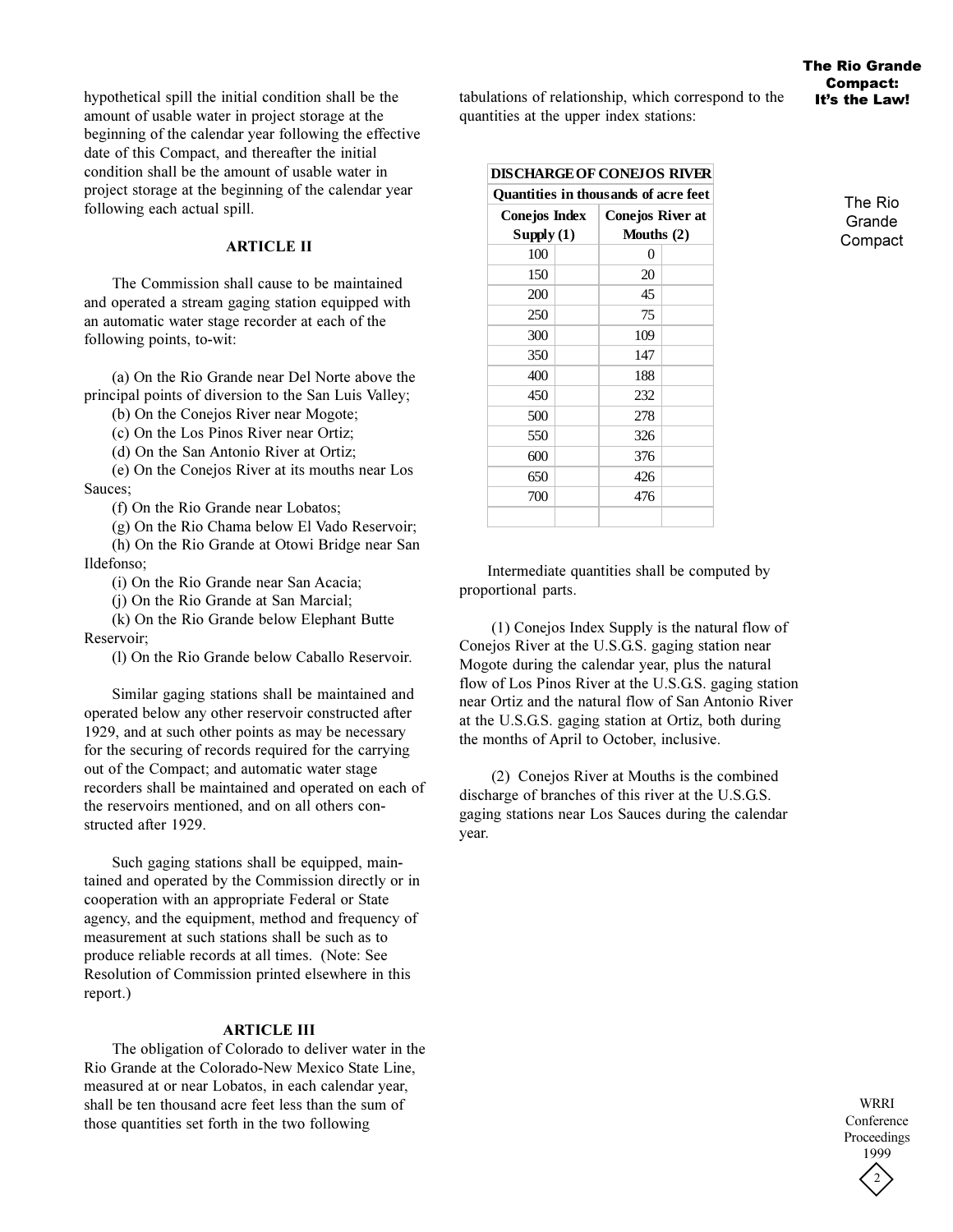hypothetical spill the initial condition shall be the amount of usable water in project storage at the beginning of the calendar year following the effective date of this Compact, and thereafter the initial condition shall be the amount of usable water in project storage at the beginning of the calendar year following each actual spill.

### ARTICLE II

The Commission shall cause to be maintained and operated a stream gaging station equipped with an automatic water stage recorder at each of the following points, to-wit:

(a) On the Rio Grande near Del Norte above the principal points of diversion to the San Luis Valley;
(b) On the Conejos River near Mogote;
(c) On the Los Pinos River near Ortiz;
(d) On the San Antonio River at Ortiz;
(e) On the Conejos River at its mouths near Los Sauces;
(f) On the Rio Grande near Lobatos;
(g) On the Rio Chama below El Vado Reservoir;
(h) On the Rio Grande at Otowi Bridge near San Ildefonso;
(i) On the Rio Grande near San Acacia;
(j) On the Rio Grande at San Marcial;
(k) On the Rio Grande below Elephant Butte Reservoir;
(l) On the Rio Grande below Caballo Reservoir.

Similar gaging stations shall be maintained and operated below any other reservoir constructed after 1929, and at such other points as may be necessary for the securing of records required for the carrying out of the Compact; and automatic water stage recorders shall be maintained and operated on each of the reservoirs mentioned, and on all others constructed after 1929.

Such gaging stations shall be equipped, maintained and operated by the Commission directly or in cooperation with an appropriate Federal or State agency, and the equipment, method and frequency of measurement at such stations shall be such as to produce reliable records at all times. (Note: See Resolution of Commission printed elsewhere in this report.)

### ARTICLE III

The obligation of Colorado to deliver water in the Rio Grande at the Colorado-New Mexico State Line, measured at or near Lobatos, in each calendar year, shall be ten thousand acre feet less than the sum of those quantities set forth in the two following tabulations of relationship, which correspond to the quantities at the upper index stations:

| DISCHARGE OF CONEJOS RIVER | |
|---|---|
| Quantities in thousands of acre feet | |
| Conejos Index Supply (1) | Conejos River at Mouths (2) |
| 100 | 0 |
| 150 | 20 |
| 200 | 45 |
| 250 | 75 |
| 300 | 109 |
| 350 | 147 |
| 400 | 188 |
| 450 | 232 |
| 500 | 278 |
| 550 | 326 |
| 600 | 376 |
| 650 | 426 |
| 700 | 476 |

Intermediate quantities shall be computed by proportional parts.

(1) Conejos Index Supply is the natural flow of Conejos River at the U.S.G.S. gaging station near Mogote during the calendar year, plus the natural flow of Los Pinos River at the U.S.G.S. gaging station near Ortiz and the natural flow of San Antonio River at the U.S.G.S. gaging station at Ortiz, both during the months of April to October, inclusive.

(2) Conejos River at Mouths is the combined discharge of branches of this river at the U.S.G.S. gaging stations near Los Sauces during the calendar year.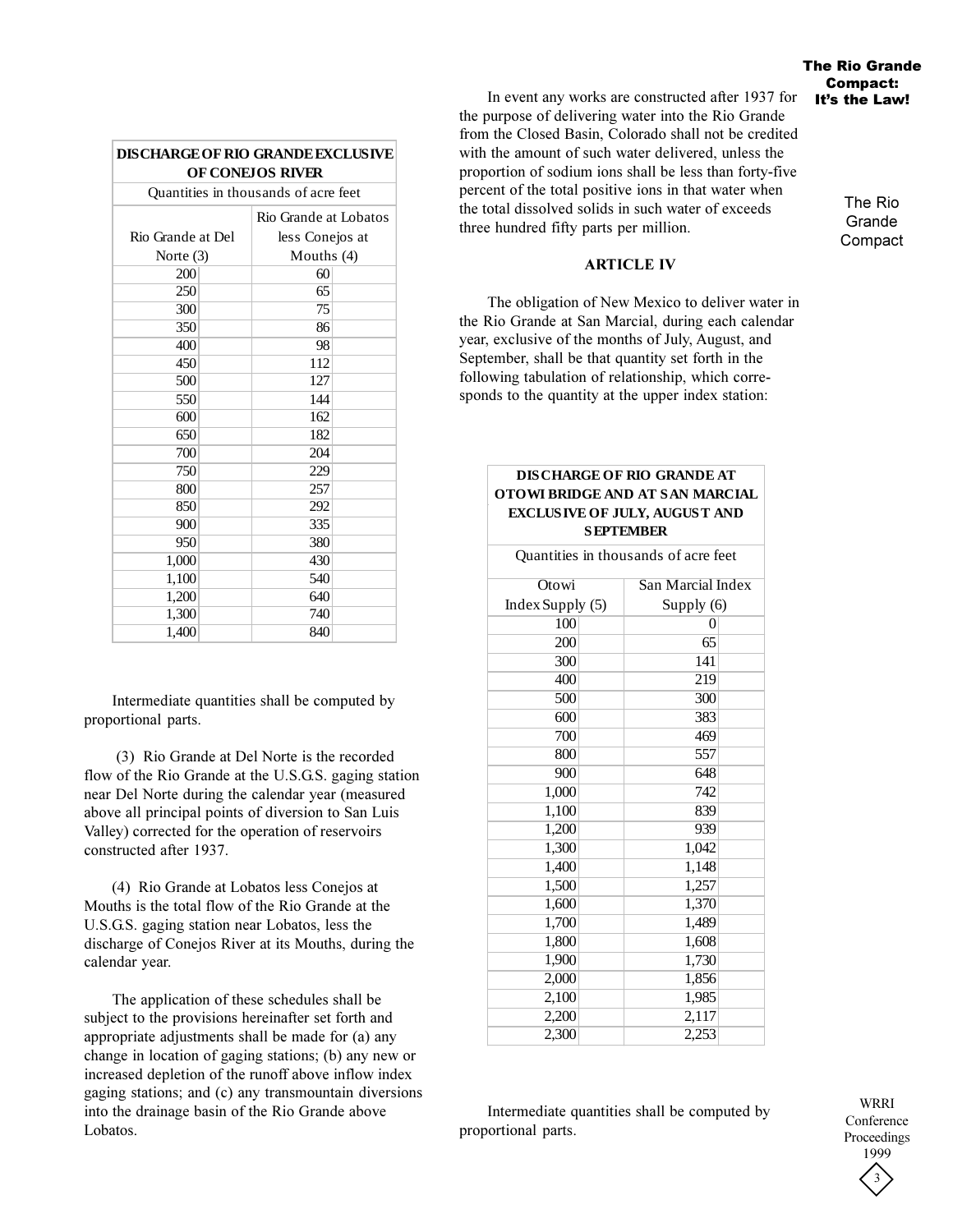| DISCHARGE OF RIO GRANDE EXCLUSIVE OF CONEJOS RIVER | |
|---|---|
| Quantities in thousands of acre feet | |
| Rio Grande at Del Norte (3) | Rio Grande at Lobatos less Conejos at Mouths (4) |
| 200 | 60 |
| 250 | 65 |
| 300 | 75 |
| 350 | 86 |
| 400 | 98 |
| 450 | 112 |
| 500 | 127 |
| 550 | 144 |
| 600 | 162 |
| 650 | 182 |
| 700 | 204 |
| 750 | 229 |
| 800 | 257 |
| 850 | 292 |
| 900 | 335 |
| 950 | 380 |
| 1,000 | 430 |
| 1,100 | 540 |
| 1,200 | 640 |
| 1,300 | 740 |
| 1,400 | 840 |

Intermediate quantities shall be computed by proportional parts.

(3) Rio Grande at Del Norte is the recorded flow of the Rio Grande at the U.S.G.S. gaging station near Del Norte during the calendar year (measured above all principal points of diversion to San Luis Valley) corrected for the operation of reservoirs constructed after 1937.

(4) Rio Grande at Lobatos less Conejos at Mouths is the total flow of the Rio Grande at the U.S.G.S. gaging station near Lobatos, less the discharge of Conejos River at its Mouths, during the calendar year.

The application of these schedules shall be subject to the provisions hereinafter set forth and appropriate adjustments shall be made for (a) any change in location of gaging stations; (b) any new or increased depletion of the runoff above inflow index gaging stations; and (c) any transmountain diversions into the drainage basin of the Rio Grande above Lobatos.

In event any works are constructed after 1937 for the purpose of delivering water into the Rio Grande from the Closed Basin, Colorado shall not be credited with the amount of such water delivered, unless the proportion of sodium ions shall be less than forty-five percent of the total positive ions in that water when the total dissolved solids in such water of exceeds three hundred fifty parts per million.

## ARTICLE IV

The obligation of New Mexico to deliver water in the Rio Grande at San Marcial, during each calendar year, exclusive of the months of July, August, and September, shall be that quantity set forth in the following tabulation of relationship, which corresponds to the quantity at the upper index station:

| DISCHARGE OF RIO GRANDE AT OTOWI BRIDGE AND AT SAN MARCIAL EXCLUSIVE OF JULY, AUGUST AND SEPTEMBER | |
|---|---|
| Quantities in thousands of acre feet | |
| Otowi Index Supply (5) | San Marcial Index Supply (6) |
| 100 | 0 |
| 200 | 65 |
| 300 | 141 |
| 400 | 219 |
| 500 | 300 |
| 600 | 383 |
| 700 | 469 |
| 800 | 557 |
| 900 | 648 |
| 1,000 | 742 |
| 1,100 | 839 |
| 1,200 | 939 |
| 1,300 | 1,042 |
| 1,400 | 1,148 |
| 1,500 | 1,257 |
| 1,600 | 1,370 |
| 1,700 | 1,489 |
| 1,800 | 1,608 |
| 1,900 | 1,730 |
| 2,000 | 1,856 |
| 2,100 | 1,985 |
| 2,200 | 2,117 |
| 2,300 | 2,253 |

Intermediate quantities shall be computed by proportional parts.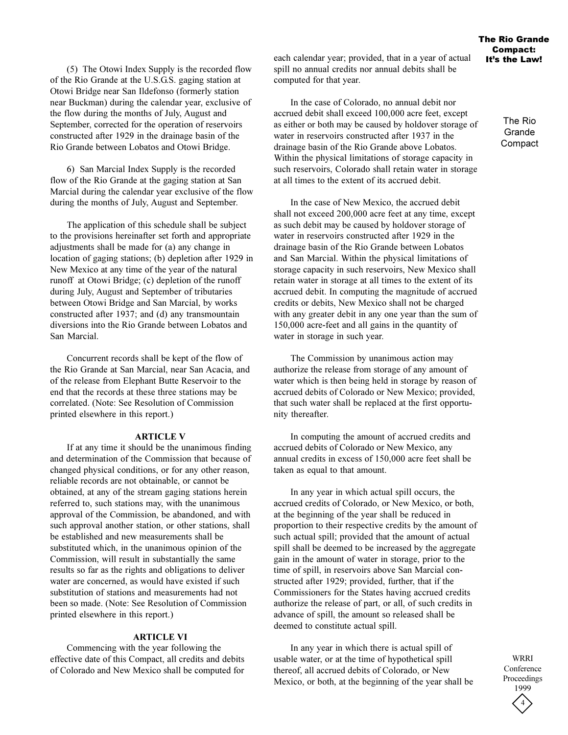(5) The Otowi Index Supply is the recorded flow of the Rio Grande at the U.S.G.S. gaging station at Otowi Bridge near San Ildefonso (formerly station near Buckman) during the calendar year, exclusive of the flow during the months of July, August and September, corrected for the operation of reservoirs constructed after 1929 in the drainage basin of the Rio Grande between Lobatos and Otowi Bridge.

6) San Marcial Index Supply is the recorded flow of the Rio Grande at the gaging station at San Marcial during the calendar year exclusive of the flow during the months of July, August and September.

The application of this schedule shall be subject to the provisions hereinafter set forth and appropriate adjustments shall be made for (a) any change in location of gaging stations; (b) depletion after 1929 in New Mexico at any time of the year of the natural runoff at Otowi Bridge; (c) depletion of the runoff during July, August and September of tributaries between Otowi Bridge and San Marcial, by works constructed after 1937; and (d) any transmountain diversions into the Rio Grande between Lobatos and San Marcial.

Concurrent records shall be kept of the flow of the Rio Grande at San Marcial, near San Acacia, and of the release from Elephant Butte Reservoir to the end that the records at these three stations may be correlated. (Note: See Resolution of Commission printed elsewhere in this report.)

### ARTICLE V

If at any time it should be the unanimous finding and determination of the Commission that because of changed physical conditions, or for any other reason, reliable records are not obtainable, or cannot be obtained, at any of the stream gaging stations herein referred to, such stations may, with the unanimous approval of the Commission, be abandoned, and with such approval another station, or other stations, shall be established and new measurements shall be substituted which, in the unanimous opinion of the Commission, will result in substantially the same results so far as the rights and obligations to deliver water are concerned, as would have existed if such substitution of stations and measurements had not been so made. (Note: See Resolution of Commission printed elsewhere in this report.)

### ARTICLE VI

Commencing with the year following the effective date of this Compact, all credits and debits of Colorado and New Mexico shall be computed for each calendar year; provided, that in a year of actual spill no annual credits nor annual debits shall be computed for that year.

In the case of Colorado, no annual debit nor accrued debit shall exceed 100,000 acre feet, except as either or both may be caused by holdover storage of water in reservoirs constructed after 1937 in the drainage basin of the Rio Grande above Lobatos. Within the physical limitations of storage capacity in such reservoirs, Colorado shall retain water in storage at all times to the extent of its accrued debit.

In the case of New Mexico, the accrued debit shall not exceed 200,000 acre feet at any time, except as such debit may be caused by holdover storage of water in reservoirs constructed after 1929 in the drainage basin of the Rio Grande between Lobatos and San Marcial. Within the physical limitations of storage capacity in such reservoirs, New Mexico shall retain water in storage at all times to the extent of its accrued debit. In computing the magnitude of accrued credits or debits, New Mexico shall not be charged with any greater debit in any one year than the sum of 150,000 acre-feet and all gains in the quantity of water in storage in such year.

The Commission by unanimous action may authorize the release from storage of any amount of water which is then being held in storage by reason of accrued debits of Colorado or New Mexico; provided, that such water shall be replaced at the first opportunity thereafter.

In computing the amount of accrued credits and accrued debits of Colorado or New Mexico, any annual credits in excess of 150,000 acre feet shall be taken as equal to that amount.

In any year in which actual spill occurs, the accrued credits of Colorado, or New Mexico, or both, at the beginning of the year shall be reduced in proportion to their respective credits by the amount of such actual spill; provided that the amount of actual spill shall be deemed to be increased by the aggregate gain in the amount of water in storage, prior to the time of spill, in reservoirs above San Marcial constructed after 1929; provided, further, that if the Commissioners for the States having accrued credits authorize the release of part, or all, of such credits in advance of spill, the amount so released shall be deemed to constitute actual spill.

In any year in which there is actual spill of usable water, or at the time of hypothetical spill thereof, all accrued debits of Colorado, or New Mexico, or both, at the beginning of the year shall be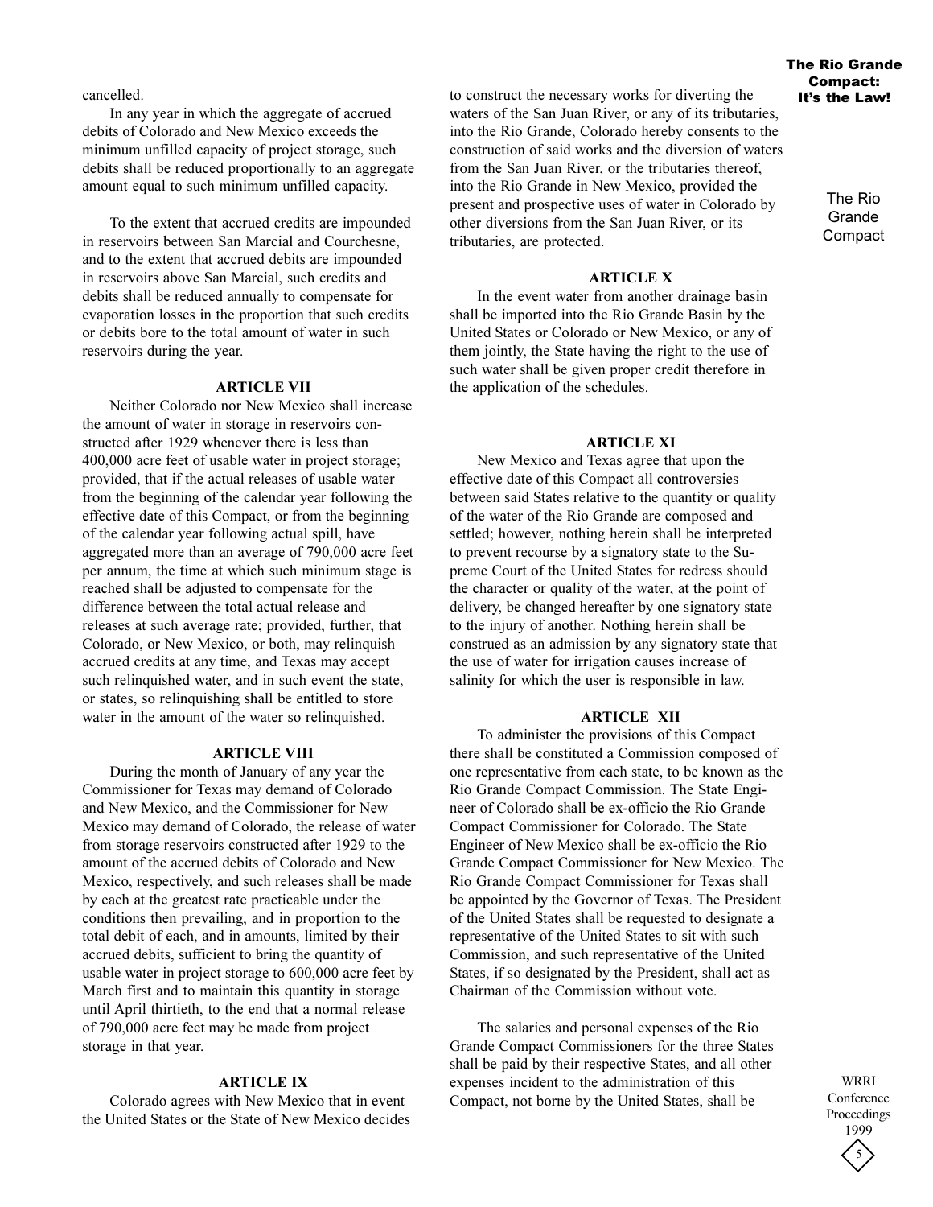cancelled.

In any year in which the aggregate of accrued debits of Colorado and New Mexico exceeds the minimum unfilled capacity of project storage, such debits shall be reduced proportionally to an aggregate amount equal to such minimum unfilled capacity.

To the extent that accrued credits are impounded in reservoirs between San Marcial and Courchesne, and to the extent that accrued debits are impounded in reservoirs above San Marcial, such credits and debits shall be reduced annually to compensate for evaporation losses in the proportion that such credits or debits bore to the total amount of water in such reservoirs during the year.

### ARTICLE VII

Neither Colorado nor New Mexico shall increase the amount of water in storage in reservoirs constructed after 1929 whenever there is less than 400,000 acre feet of usable water in project storage; provided, that if the actual releases of usable water from the beginning of the calendar year following the effective date of this Compact, or from the beginning of the calendar year following actual spill, have aggregated more than an average of 790,000 acre feet per annum, the time at which such minimum stage is reached shall be adjusted to compensate for the difference between the total actual release and releases at such average rate; provided, further, that Colorado, or New Mexico, or both, may relinquish accrued credits at any time, and Texas may accept such relinquished water, and in such event the state, or states, so relinquishing shall be entitled to store water in the amount of the water so relinquished.

### ARTICLE VIII

During the month of January of any year the Commissioner for Texas may demand of Colorado and New Mexico, and the Commissioner for New Mexico may demand of Colorado, the release of water from storage reservoirs constructed after 1929 to the amount of the accrued debits of Colorado and New Mexico, respectively, and such releases shall be made by each at the greatest rate practicable under the conditions then prevailing, and in proportion to the total debit of each, and in amounts, limited by their accrued debits, sufficient to bring the quantity of usable water in project storage to 600,000 acre feet by March first and to maintain this quantity in storage until April thirtieth, to the end that a normal release of 790,000 acre feet may be made from project storage in that year.

### ARTICLE IX

Colorado agrees with New Mexico that in event the United States or the State of New Mexico decides to construct the necessary works for diverting the waters of the San Juan River, or any of its tributaries, into the Rio Grande, Colorado hereby consents to the construction of said works and the diversion of waters from the San Juan River, or the tributaries thereof, into the Rio Grande in New Mexico, provided the present and prospective uses of water in Colorado by other diversions from the San Juan River, or its tributaries, are protected.

### ARTICLE X

In the event water from another drainage basin shall be imported into the Rio Grande Basin by the United States or Colorado or New Mexico, or any of them jointly, the State having the right to the use of such water shall be given proper credit therefore in the application of the schedules.

### ARTICLE XI

New Mexico and Texas agree that upon the effective date of this Compact all controversies between said States relative to the quantity or quality of the water of the Rio Grande are composed and settled; however, nothing herein shall be interpreted to prevent recourse by a signatory state to the Supreme Court of the United States for redress should the character or quality of the water, at the point of delivery, be changed hereafter by one signatory state to the injury of another. Nothing herein shall be construed as an admission by any signatory state that the use of water for irrigation causes increase of salinity for which the user is responsible in law.

### ARTICLE XII

To administer the provisions of this Compact there shall be constituted a Commission composed of one representative from each state, to be known as the Rio Grande Compact Commission. The State Engineer of Colorado shall be ex-officio the Rio Grande Compact Commissioner for Colorado. The State Engineer of New Mexico shall be ex-officio the Rio Grande Compact Commissioner for New Mexico. The Rio Grande Compact Commissioner for Texas shall be appointed by the Governor of Texas. The President of the United States shall be requested to designate a representative of the United States to sit with such Commission, and such representative of the United States, if so designated by the President, shall act as Chairman of the Commission without vote.

The salaries and personal expenses of the Rio Grande Compact Commissioners for the three States shall be paid by their respective States, and all other expenses incident to the administration of this Compact, not borne by the United States, shall be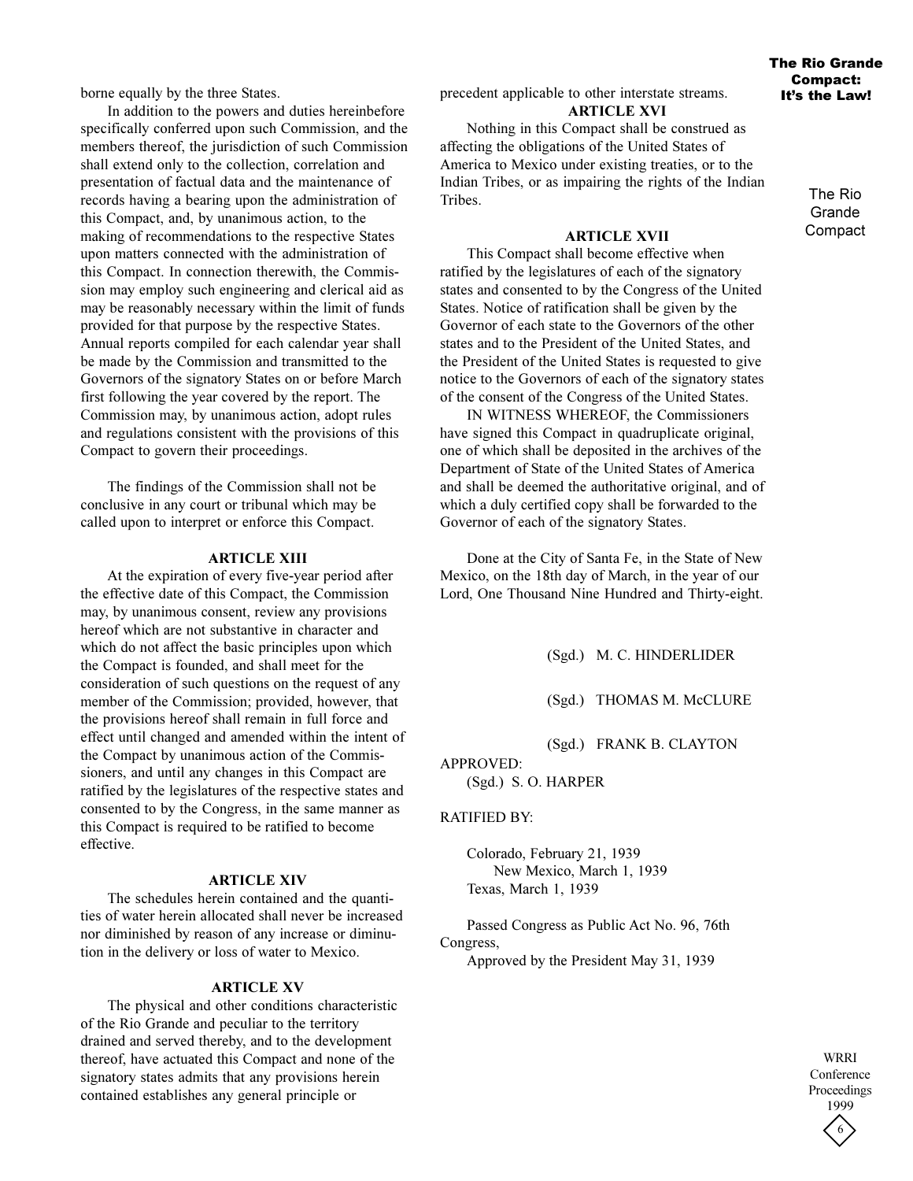borne equally by the three States.

In addition to the powers and duties hereinbefore specifically conferred upon such Commission, and the members thereof, the jurisdiction of such Commission shall extend only to the collection, correlation and presentation of factual data and the maintenance of records having a bearing upon the administration of this Compact, and, by unanimous action, to the making of recommendations to the respective States upon matters connected with the administration of this Compact. In connection therewith, the Commission may employ such engineering and clerical aid as may be reasonably necessary within the limit of funds provided for that purpose by the respective States. Annual reports compiled for each calendar year shall be made by the Commission and transmitted to the Governors of the signatory States on or before March first following the year covered by the report. The Commission may, by unanimous action, adopt rules and regulations consistent with the provisions of this Compact to govern their proceedings.

The findings of the Commission shall not be conclusive in any court or tribunal which may be called upon to interpret or enforce this Compact.

### ARTICLE XIII

At the expiration of every five-year period after the effective date of this Compact, the Commission may, by unanimous consent, review any provisions hereof which are not substantive in character and which do not affect the basic principles upon which the Compact is founded, and shall meet for the consideration of such questions on the request of any member of the Commission; provided, however, that the provisions hereof shall remain in full force and effect until changed and amended within the intent of the Compact by unanimous action of the Commissioners, and until any changes in this Compact are ratified by the legislatures of the respective states and consented to by the Congress, in the same manner as this Compact is required to be ratified to become effective.

### ARTICLE XIV

The schedules herein contained and the quantities of water herein allocated shall never be increased nor diminished by reason of any increase or diminution in the delivery or loss of water to Mexico.

### ARTICLE XV

The physical and other conditions characteristic of the Rio Grande and peculiar to the territory drained and served thereby, and to the development thereof, have actuated this Compact and none of the signatory states admits that any provisions herein contained establishes any general principle or precedent applicable to other interstate streams.

### ARTICLE XVI

Nothing in this Compact shall be construed as affecting the obligations of the United States of America to Mexico under existing treaties, or to the Indian Tribes, or as impairing the rights of the Indian Tribes.

### ARTICLE XVII

This Compact shall become effective when ratified by the legislatures of each of the signatory states and consented to by the Congress of the United States. Notice of ratification shall be given by the Governor of each state to the Governors of the other states and to the President of the United States, and the President of the United States is requested to give notice to the Governors of each of the signatory states of the consent of the Congress of the United States.

IN WITNESS WHEREOF, the Commissioners have signed this Compact in quadruplicate original, one of which shall be deposited in the archives of the Department of State of the United States of America and shall be deemed the authoritative original, and of which a duly certified copy shall be forwarded to the Governor of each of the signatory States.

Done at the City of Santa Fe, in the State of New Mexico, on the 18th day of March, in the year of our Lord, One Thousand Nine Hundred and Thirty-eight.

(Sgd.) M. C. HINDERLIDER

(Sgd.) THOMAS M. McCLURE

(Sgd.) FRANK B. CLAYTON

APPROVED:
(Sgd.) S. O. HARPER

RATIFIED BY:

Colorado, February 21, 1939
New Mexico, March 1, 1939
Texas, March 1, 1939

Passed Congress as Public Act No. 96, 76th Congress,
Approved by the President May 31, 1939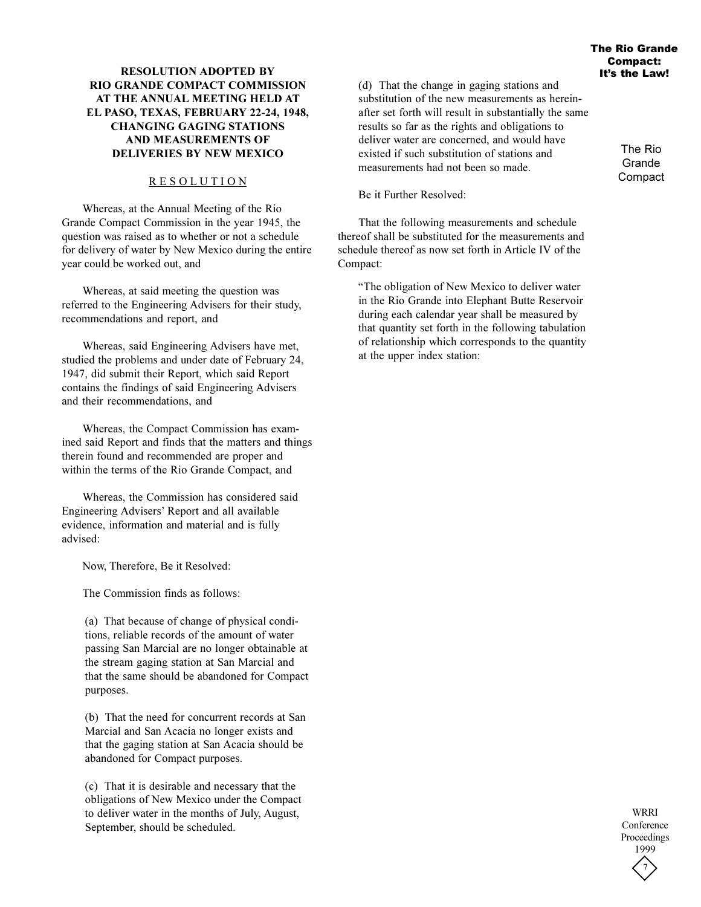### RESOLUTION ADOPTED BY RIO GRANDE COMPACT COMMISSION AT THE ANNUAL MEETING HELD AT EL PASO, TEXAS, FEBRUARY 22-24, 1948, CHANGING GAGING STATIONS AND MEASUREMENTS OF DELIVERIES BY NEW MEXICO

RESOLUTION

Whereas, at the Annual Meeting of the Rio Grande Compact Commission in the year 1945, the question was raised as to whether or not a schedule for delivery of water by New Mexico during the entire year could be worked out, and

Whereas, at said meeting the question was referred to the Engineering Advisers for their study, recommendations and report, and

Whereas, said Engineering Advisers have met, studied the problems and under date of February 24, 1947, did submit their Report, which said Report contains the findings of said Engineering Advisers and their recommendations, and

Whereas, the Compact Commission has examined said Report and finds that the matters and things therein found and recommended are proper and within the terms of the Rio Grande Compact, and

Whereas, the Commission has considered said Engineering Advisers' Report and all available evidence, information and material and is fully advised:

Now, Therefore, Be it Resolved:

The Commission finds as follows:

(a) That because of change of physical conditions, reliable records of the amount of water passing San Marcial are no longer obtainable at the stream gaging station at San Marcial and that the same should be abandoned for Compact purposes.

(b) That the need for concurrent records at San Marcial and San Acacia no longer exists and that the gaging station at San Acacia should be abandoned for Compact purposes.

(c) That it is desirable and necessary that the obligations of New Mexico under the Compact to deliver water in the months of July, August, September, should be scheduled.

(d) That the change in gaging stations and substitution of the new measurements as hereinafter set forth will result in substantially the same results so far as the rights and obligations to deliver water are concerned, and would have existed if such substitution of stations and measurements had not been so made.

Be it Further Resolved:

That the following measurements and schedule thereof shall be substituted for the measurements and schedule thereof as now set forth in Article IV of the Compact:

"The obligation of New Mexico to deliver water in the Rio Grande into Elephant Butte Reservoir during each calendar year shall be measured by that quantity set forth in the following tabulation of relationship which corresponds to the quantity at the upper index station: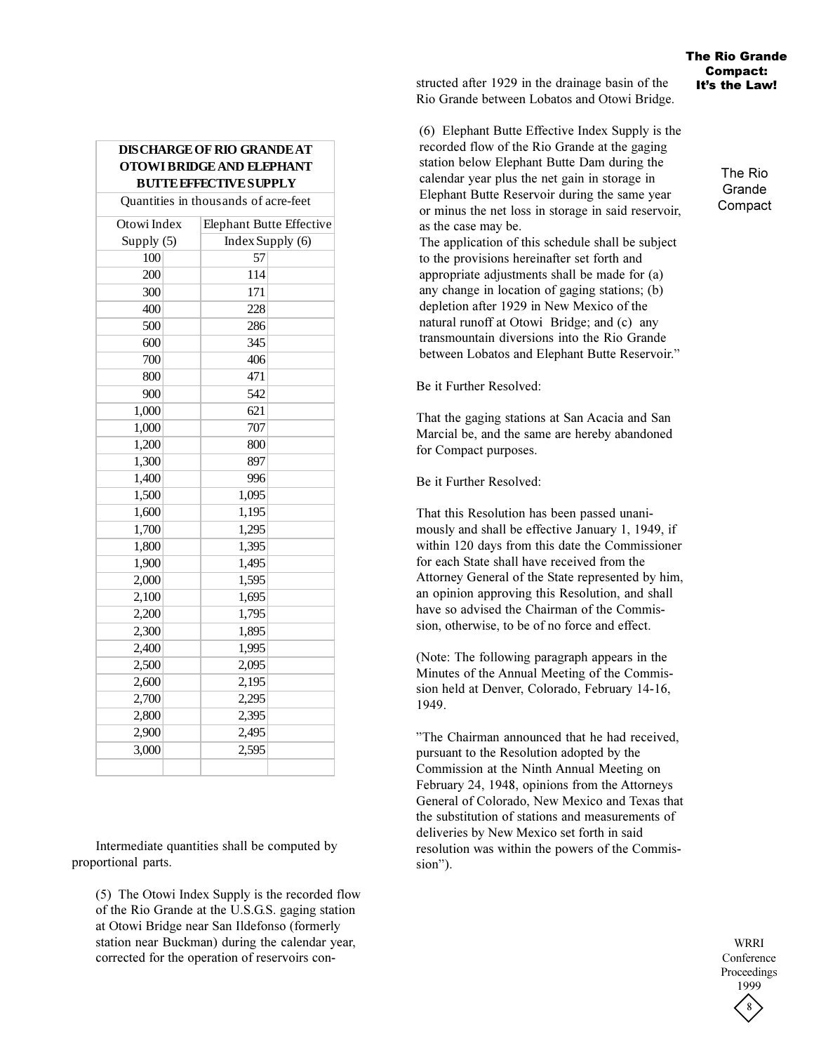structed after 1929 in the drainage basin of the Rio Grande between Lobatos and Otowi Bridge.

(6) Elephant Butte Effective Index Supply is the recorded flow of the Rio Grande at the gaging station below Elephant Butte Dam during the calendar year plus the net gain in storage in Elephant Butte Reservoir during the same year or minus the net loss in storage in said reservoir, as the case may be.

The application of this schedule shall be subject to the provisions hereinafter set forth and appropriate adjustments shall be made for (a) any change in location of gaging stations; (b) depletion after 1929 in New Mexico of the natural runoff at Otowi Bridge; and (c) any transmountain diversions into the Rio Grande between Lobatos and Elephant Butte Reservoir."

**DISCHARGE OF RIO GRANDE AT OTOWI BRIDGE AND ELEPHANT BUTTE EFFECTIVE SUPPLY**

Quantities in thousands of acre-feet

| Otowi Index Supply (5) | Elephant Butte Effective Index Supply (6) |
|---|---|
| 100 | 57 |
| 200 | 114 |
| 300 | 171 |
| 400 | 228 |
| 500 | 286 |
| 600 | 345 |
| 700 | 406 |
| 800 | 471 |
| 900 | 542 |
| 1,000 | 621 |
| 1,000 | 707 |
| 1,200 | 800 |
| 1,300 | 897 |
| 1,400 | 996 |
| 1,500 | 1,095 |
| 1,600 | 1,195 |
| 1,700 | 1,295 |
| 1,800 | 1,395 |
| 1,900 | 1,495 |
| 2,000 | 1,595 |
| 2,100 | 1,695 |
| 2,200 | 1,795 |
| 2,300 | 1,895 |
| 2,400 | 1,995 |
| 2,500 | 2,095 |
| 2,600 | 2,195 |
| 2,700 | 2,295 |
| 2,800 | 2,395 |
| 2,900 | 2,495 |
| 3,000 | 2,595 |

Intermediate quantities shall be computed by proportional parts.

(5) The Otowi Index Supply is the recorded flow of the Rio Grande at the U.S.G.S. gaging station at Otowi Bridge near San Ildefonso (formerly station near Buckman) during the calendar year, corrected for the operation of reservoirs constructed after 1929 in the drainage basin of the Rio Grande between Lobatos and Otowi Bridge.

Be it Further Resolved:

That the gaging stations at San Acacia and San Marcial be, and the same are hereby abandoned for Compact purposes.

Be it Further Resolved:

That this Resolution has been passed unanimously and shall be effective January 1, 1949, if within 120 days from this date the Commissioner for each State shall have received from the Attorney General of the State represented by him, an opinion approving this Resolution, and shall have so advised the Chairman of the Commission, otherwise, to be of no force and effect.

(Note: The following paragraph appears in the Minutes of the Annual Meeting of the Commission held at Denver, Colorado, February 14-16, 1949.

"The Chairman announced that he had received, pursuant to the Resolution adopted by the Commission at the Ninth Annual Meeting on February 24, 1948, opinions from the Attorneys General of Colorado, New Mexico and Texas that the substitution of stations and measurements of deliveries by New Mexico set forth in said resolution was within the powers of the Commission").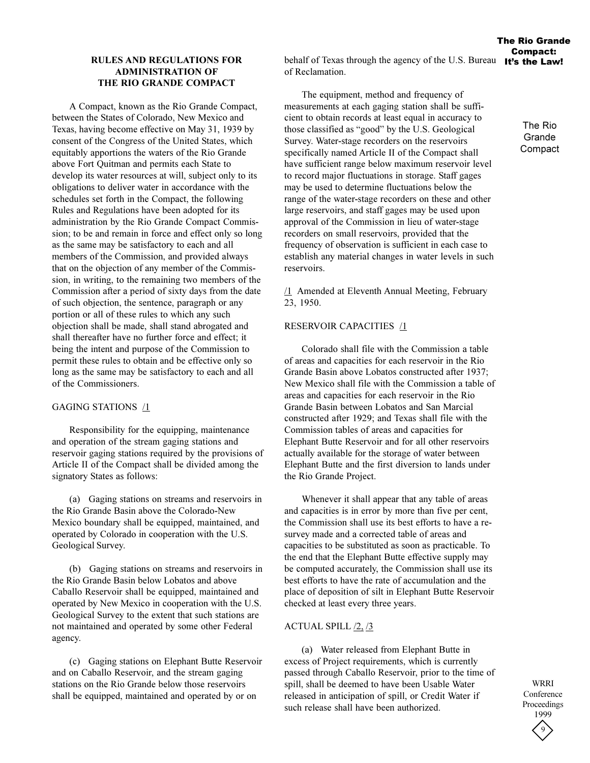## RULES AND REGULATIONS FOR ADMINISTRATION OF THE RIO GRANDE COMPACT

A Compact, known as the Rio Grande Compact, between the States of Colorado, New Mexico and Texas, having become effective on May 31, 1939 by consent of the Congress of the United States, which equitably apportions the waters of the Rio Grande above Fort Quitman and permits each State to develop its water resources at will, subject only to its obligations to deliver water in accordance with the schedules set forth in the Compact, the following Rules and Regulations have been adopted for its administration by the Rio Grande Compact Commission; to be and remain in force and effect only so long as the same may be satisfactory to each and all members of the Commission, and provided always that on the objection of any member of the Commission, in writing, to the remaining two members of the Commission after a period of sixty days from the date of such objection, the sentence, paragraph or any portion or all of these rules to which any such objection shall be made, shall stand abrogated and shall thereafter have no further force and effect; it being the intent and purpose of the Commission to permit these rules to obtain and be effective only so long as the same may be satisfactory to each and all of the Commissioners.

### GAGING STATIONS /1

Responsibility for the equipping, maintenance and operation of the stream gaging stations and reservoir gaging stations required by the provisions of Article II of the Compact shall be divided among the signatory States as follows:

(a) Gaging stations on streams and reservoirs in the Rio Grande Basin above the Colorado-New Mexico boundary shall be equipped, maintained, and operated by Colorado in cooperation with the U.S. Geological Survey.

(b) Gaging stations on streams and reservoirs in the Rio Grande Basin below Lobatos and above Caballo Reservoir shall be equipped, maintained and operated by New Mexico in cooperation with the U.S. Geological Survey to the extent that such stations are not maintained and operated by some other Federal agency.

(c) Gaging stations on Elephant Butte Reservoir and on Caballo Reservoir, and the stream gaging stations on the Rio Grande below those reservoirs shall be equipped, maintained and operated by or on behalf of Texas through the agency of the U.S. Bureau of Reclamation.

The equipment, method and frequency of measurements at each gaging station shall be sufficient to obtain records at least equal in accuracy to those classified as "good" by the U.S. Geological Survey. Water-stage recorders on the reservoirs specifically named Article II of the Compact shall have sufficient range below maximum reservoir level to record major fluctuations in storage. Staff gages may be used to determine fluctuations below the range of the water-stage recorders on these and other large reservoirs, and staff gages may be used upon approval of the Commission in lieu of water-stage recorders on small reservoirs, provided that the frequency of observation is sufficient in each case to establish any material changes in water levels in such reservoirs.

/1 Amended at Eleventh Annual Meeting, February 23, 1950.

### RESERVOIR CAPACITIES /1

Colorado shall file with the Commission a table of areas and capacities for each reservoir in the Rio Grande Basin above Lobatos constructed after 1937; New Mexico shall file with the Commission a table of areas and capacities for each reservoir in the Rio Grande Basin between Lobatos and San Marcial constructed after 1929; and Texas shall file with the Commission tables of areas and capacities for Elephant Butte Reservoir and for all other reservoirs actually available for the storage of water between Elephant Butte and the first diversion to lands under the Rio Grande Project.

Whenever it shall appear that any table of areas and capacities is in error by more than five per cent, the Commission shall use its best efforts to have a resurvey made and a corrected table of areas and capacities to be substituted as soon as practicable. To the end that the Elephant Butte effective supply may be computed accurately, the Commission shall use its best efforts to have the rate of accumulation and the place of deposition of silt in Elephant Butte Reservoir checked at least every three years.

### ACTUAL SPILL /2, /3

(a) Water released from Elephant Butte in excess of Project requirements, which is currently passed through Caballo Reservoir, prior to the time of spill, shall be deemed to have been Usable Water released in anticipation of spill, or Credit Water if such release shall have been authorized.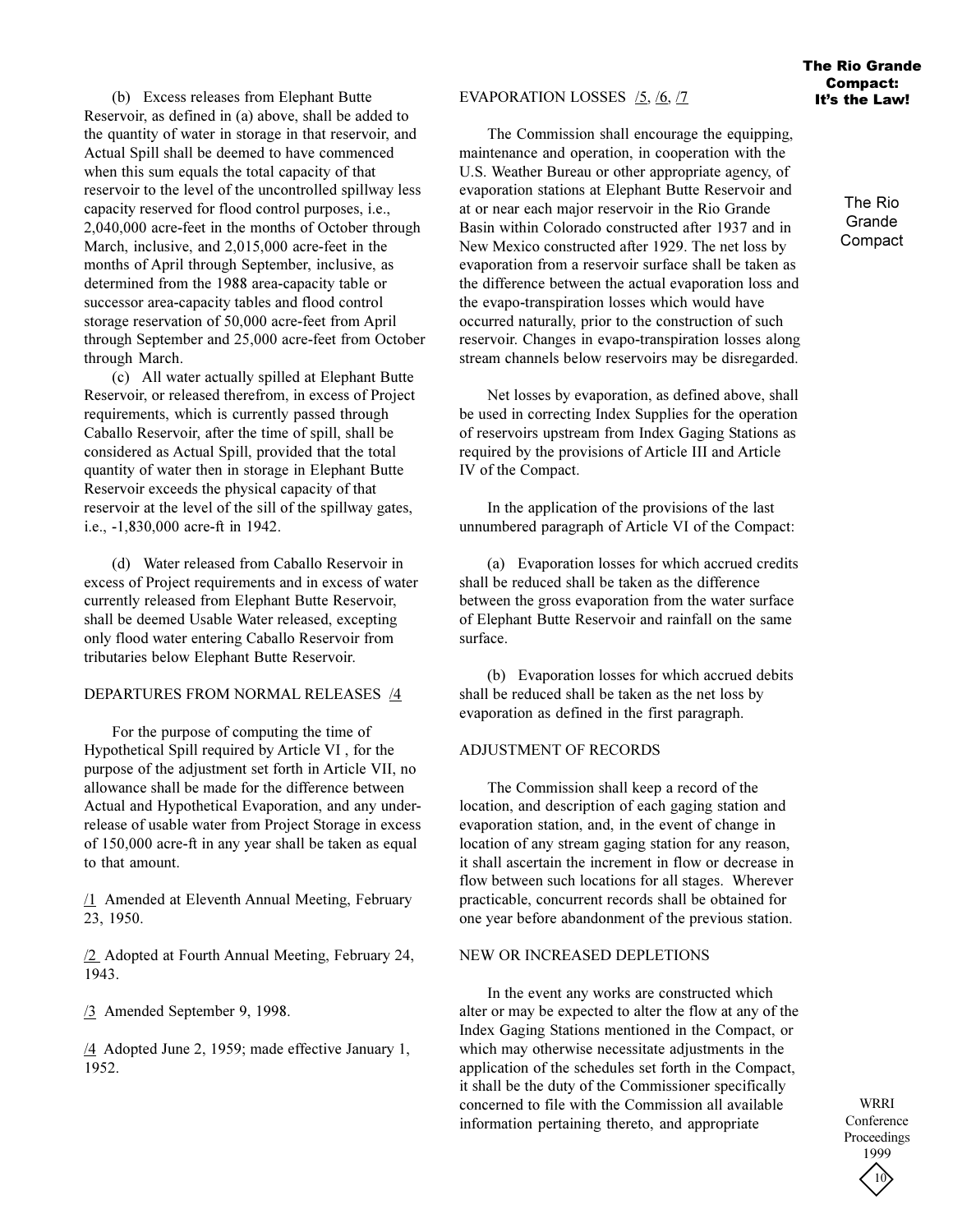(b) Excess releases from Elephant Butte Reservoir, as defined in (a) above, shall be added to the quantity of water in storage in that reservoir, and Actual Spill shall be deemed to have commenced when this sum equals the total capacity of that reservoir to the level of the uncontrolled spillway less capacity reserved for flood control purposes, i.e., 2,040,000 acre-feet in the months of October through March, inclusive, and 2,015,000 acre-feet in the months of April through September, inclusive, as determined from the 1988 area-capacity table or successor area-capacity tables and flood control storage reservation of 50,000 acre-feet from April through September and 25,000 acre-feet from October through March.

(c) All water actually spilled at Elephant Butte Reservoir, or released therefrom, in excess of Project requirements, which is currently passed through Caballo Reservoir, after the time of spill, shall be considered as Actual Spill, provided that the total quantity of water then in storage in Elephant Butte Reservoir exceeds the physical capacity of that reservoir at the level of the sill of the spillway gates, i.e., -1,830,000 acre-ft in 1942.

(d) Water released from Caballo Reservoir in excess of Project requirements and in excess of water currently released from Elephant Butte Reservoir, shall be deemed Usable Water released, excepting only flood water entering Caballo Reservoir from tributaries below Elephant Butte Reservoir.

## DEPARTURES FROM NORMAL RELEASES /4

For the purpose of computing the time of Hypothetical Spill required by Article VI , for the purpose of the adjustment set forth in Article VII, no allowance shall be made for the difference between Actual and Hypothetical Evaporation, and any under-release of usable water from Project Storage in excess of 150,000 acre-ft in any year shall be taken as equal to that amount.

/1 Amended at Eleventh Annual Meeting, February 23, 1950.

/2 Adopted at Fourth Annual Meeting, February 24, 1943.

/3 Amended September 9, 1998.

/4 Adopted June 2, 1959; made effective January 1, 1952.

## EVAPORATION LOSSES /5, /6, /7

The Commission shall encourage the equipping, maintenance and operation, in cooperation with the U.S. Weather Bureau or other appropriate agency, of evaporation stations at Elephant Butte Reservoir and at or near each major reservoir in the Rio Grande Basin within Colorado constructed after 1937 and in New Mexico constructed after 1929. The net loss by evaporation from a reservoir surface shall be taken as the difference between the actual evaporation loss and the evapo-transpiration losses which would have occurred naturally, prior to the construction of such reservoir. Changes in evapo-transpiration losses along stream channels below reservoirs may be disregarded.

Net losses by evaporation, as defined above, shall be used in correcting Index Supplies for the operation of reservoirs upstream from Index Gaging Stations as required by the provisions of Article III and Article IV of the Compact.

In the application of the provisions of the last unnumbered paragraph of Article VI of the Compact:

(a) Evaporation losses for which accrued credits shall be reduced shall be taken as the difference between the gross evaporation from the water surface of Elephant Butte Reservoir and rainfall on the same surface.

(b) Evaporation losses for which accrued debits shall be reduced shall be taken as the net loss by evaporation as defined in the first paragraph.

## ADJUSTMENT OF RECORDS

The Commission shall keep a record of the location, and description of each gaging station and evaporation station, and, in the event of change in location of any stream gaging station for any reason, it shall ascertain the increment in flow or decrease in flow between such locations for all stages. Wherever practicable, concurrent records shall be obtained for one year before abandonment of the previous station.

## NEW OR INCREASED DEPLETIONS

In the event any works are constructed which alter or may be expected to alter the flow at any of the Index Gaging Stations mentioned in the Compact, or which may otherwise necessitate adjustments in the application of the schedules set forth in the Compact, it shall be the duty of the Commissioner specifically concerned to file with the Commission all available information pertaining thereto, and appropriate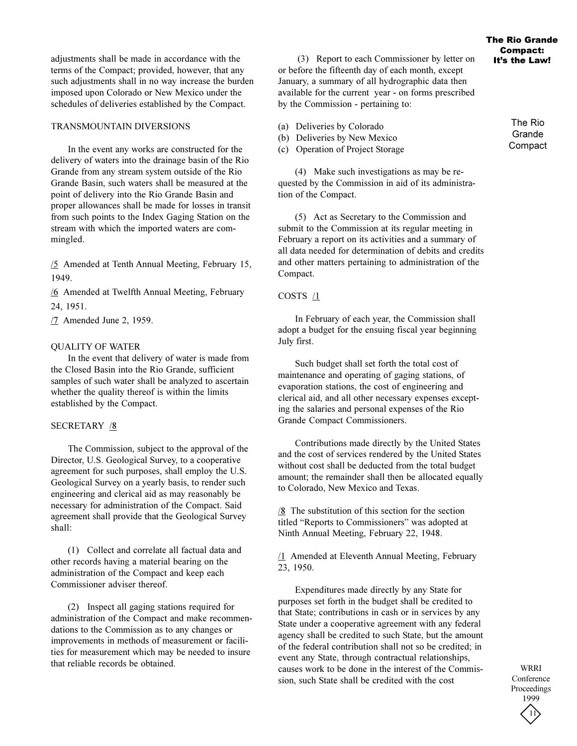adjustments shall be made in accordance with the terms of the Compact; provided, however, that any such adjustments shall in no way increase the burden imposed upon Colorado or New Mexico under the schedules of deliveries established by the Compact.

TRANSMOUNTAIN DIVERSIONS

In the event any works are constructed for the delivery of waters into the drainage basin of the Rio Grande from any stream system outside of the Rio Grande Basin, such waters shall be measured at the point of delivery into the Rio Grande Basin and proper allowances shall be made for losses in transit from such points to the Index Gaging Station on the stream with which the imported waters are commingled.

/5 Amended at Tenth Annual Meeting, February 15, 1949.

/6 Amended at Twelfth Annual Meeting, February 24, 1951.

/7 Amended June 2, 1959.

QUALITY OF WATER

In the event that delivery of water is made from the Closed Basin into the Rio Grande, sufficient samples of such water shall be analyzed to ascertain whether the quality thereof is within the limits established by the Compact.

SECRETARY /8

The Commission, subject to the approval of the Director, U.S. Geological Survey, to a cooperative agreement for such purposes, shall employ the U.S. Geological Survey on a yearly basis, to render such engineering and clerical aid as may reasonably be necessary for administration of the Compact. Said agreement shall provide that the Geological Survey shall:

(1) Collect and correlate all factual data and other records having a material bearing on the administration of the Compact and keep each Commissioner adviser thereof.

(2) Inspect all gaging stations required for administration of the Compact and make recommendations to the Commission as to any changes or improvements in methods of measurement or facilities for measurement which may be needed to insure that reliable records be obtained.

(3) Report to each Commissioner by letter on or before the fifteenth day of each month, except January, a summary of all hydrographic data then available for the current year - on forms prescribed by the Commission - pertaining to:

(a) Deliveries by Colorado
(b) Deliveries by New Mexico
(c) Operation of Project Storage

(4) Make such investigations as may be requested by the Commission in aid of its administration of the Compact.

(5) Act as Secretary to the Commission and submit to the Commission at its regular meeting in February a report on its activities and a summary of all data needed for determination of debits and credits and other matters pertaining to administration of the Compact.

COSTS /1

In February of each year, the Commission shall adopt a budget for the ensuing fiscal year beginning July first.

Such budget shall set forth the total cost of maintenance and operating of gaging stations, of evaporation stations, the cost of engineering and clerical aid, and all other necessary expenses excepting the salaries and personal expenses of the Rio Grande Compact Commissioners.

Contributions made directly by the United States and the cost of services rendered by the United States without cost shall be deducted from the total budget amount; the remainder shall then be allocated equally to Colorado, New Mexico and Texas.

/8 The substitution of this section for the section titled "Reports to Commissioners" was adopted at Ninth Annual Meeting, February 22, 1948.

/1 Amended at Eleventh Annual Meeting, February 23, 1950.

Expenditures made directly by any State for purposes set forth in the budget shall be credited to that State; contributions in cash or in services by any State under a cooperative agreement with any federal agency shall be credited to such State, but the amount of the federal contribution shall not so be credited; in event any State, through contractual relationships, causes work to be done in the interest of the Commission, such State shall be credited with the cost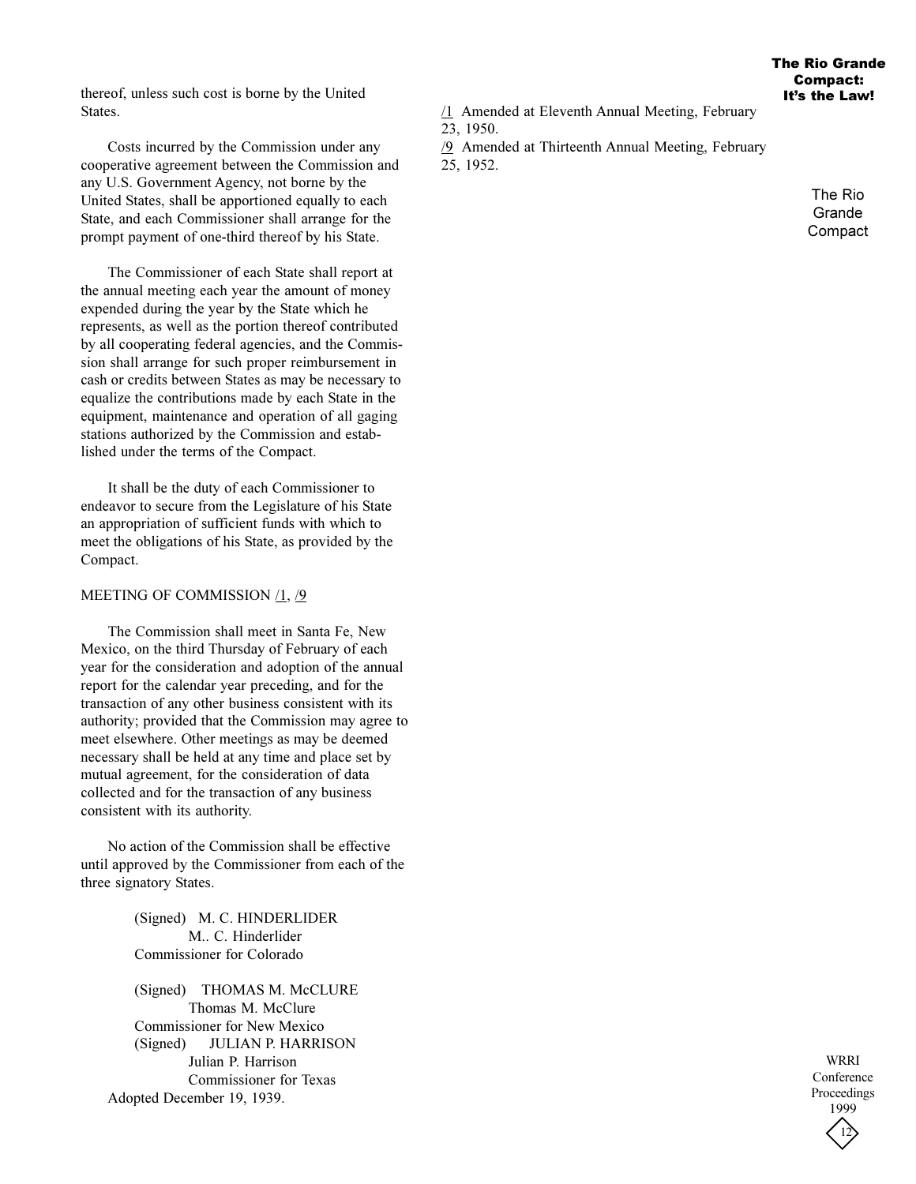thereof, unless such cost is borne by the United States.

Costs incurred by the Commission under any cooperative agreement between the Commission and any U.S. Government Agency, not borne by the United States, shall be apportioned equally to each State, and each Commissioner shall arrange for the prompt payment of one-third thereof by his State.

The Commissioner of each State shall report at the annual meeting each year the amount of money expended during the year by the State which he represents, as well as the portion thereof contributed by all cooperating federal agencies, and the Commission shall arrange for such proper reimbursement in cash or credits between States as may be necessary to equalize the contributions made by each State in the equipment, maintenance and operation of all gaging stations authorized by the Commission and established under the terms of the Compact.

It shall be the duty of each Commissioner to endeavor to secure from the Legislature of his State an appropriation of sufficient funds with which to meet the obligations of his State, as provided by the Compact.

MEETING OF COMMISSION /1, /9

The Commission shall meet in Santa Fe, New Mexico, on the third Thursday of February of each year for the consideration and adoption of the annual report for the calendar year preceding, and for the transaction of any other business consistent with its authority; provided that the Commission may agree to meet elsewhere. Other meetings as may be deemed necessary shall be held at any time and place set by mutual agreement, for the consideration of data collected and for the transaction of any business consistent with its authority.

No action of the Commission shall be effective until approved by the Commissioner from each of the three signatory States.

(Signed) M. C. HINDERLIDER
M.. C. Hinderlider
Commissioner for Colorado

(Signed) THOMAS M. McCLURE
Thomas M. McClure
Commissioner for New Mexico

(Signed) JULIAN P. HARRISON
Julian P. Harrison
Commissioner for Texas

Adopted December 19, 1939.

/1 Amended at Eleventh Annual Meeting, February 23, 1950.

/9 Amended at Thirteenth Annual Meeting, February 25, 1952.